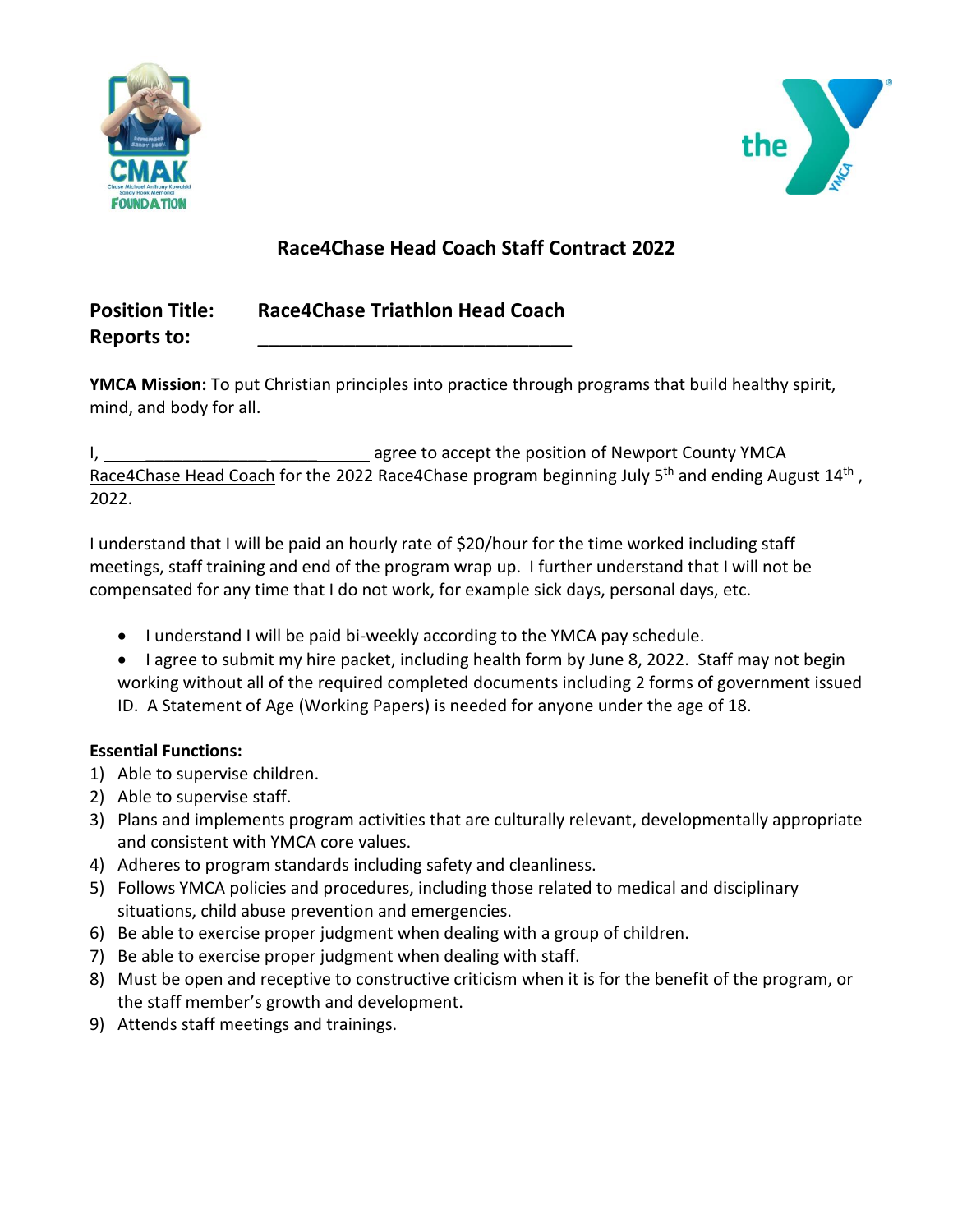# Race4Chase Head Coach Staff Contract 2022

**Position Title:** **Race4Chase Triathlon Head Coach**
**Reports to:** ______________________________

**YMCA Mission:** To put Christian principles into practice through programs that build healthy spirit, mind, and body for all.

I, ________________________ agree to accept the position of Newport County YMCA Race4Chase Head Coach for the 2022 Race4Chase program beginning July 5th and ending August 14th, 2022.

I understand that I will be paid an hourly rate of $20/hour for the time worked including staff meetings, staff training and end of the program wrap up. I further understand that I will not be compensated for any time that I do not work, for example sick days, personal days, etc.

- I understand I will be paid bi-weekly according to the YMCA pay schedule.
- I agree to submit my hire packet, including health form by June 8, 2022. Staff may not begin working without all of the required completed documents including 2 forms of government issued ID. A Statement of Age (Working Papers) is needed for anyone under the age of 18.

**Essential Functions:**

1) Able to supervise children.
2) Able to supervise staff.
3) Plans and implements program activities that are culturally relevant, developmentally appropriate and consistent with YMCA core values.
4) Adheres to program standards including safety and cleanliness.
5) Follows YMCA policies and procedures, including those related to medical and disciplinary situations, child abuse prevention and emergencies.
6) Be able to exercise proper judgment when dealing with a group of children.
7) Be able to exercise proper judgment when dealing with staff.
8) Must be open and receptive to constructive criticism when it is for the benefit of the program, or the staff member's growth and development.
9) Attends staff meetings and trainings.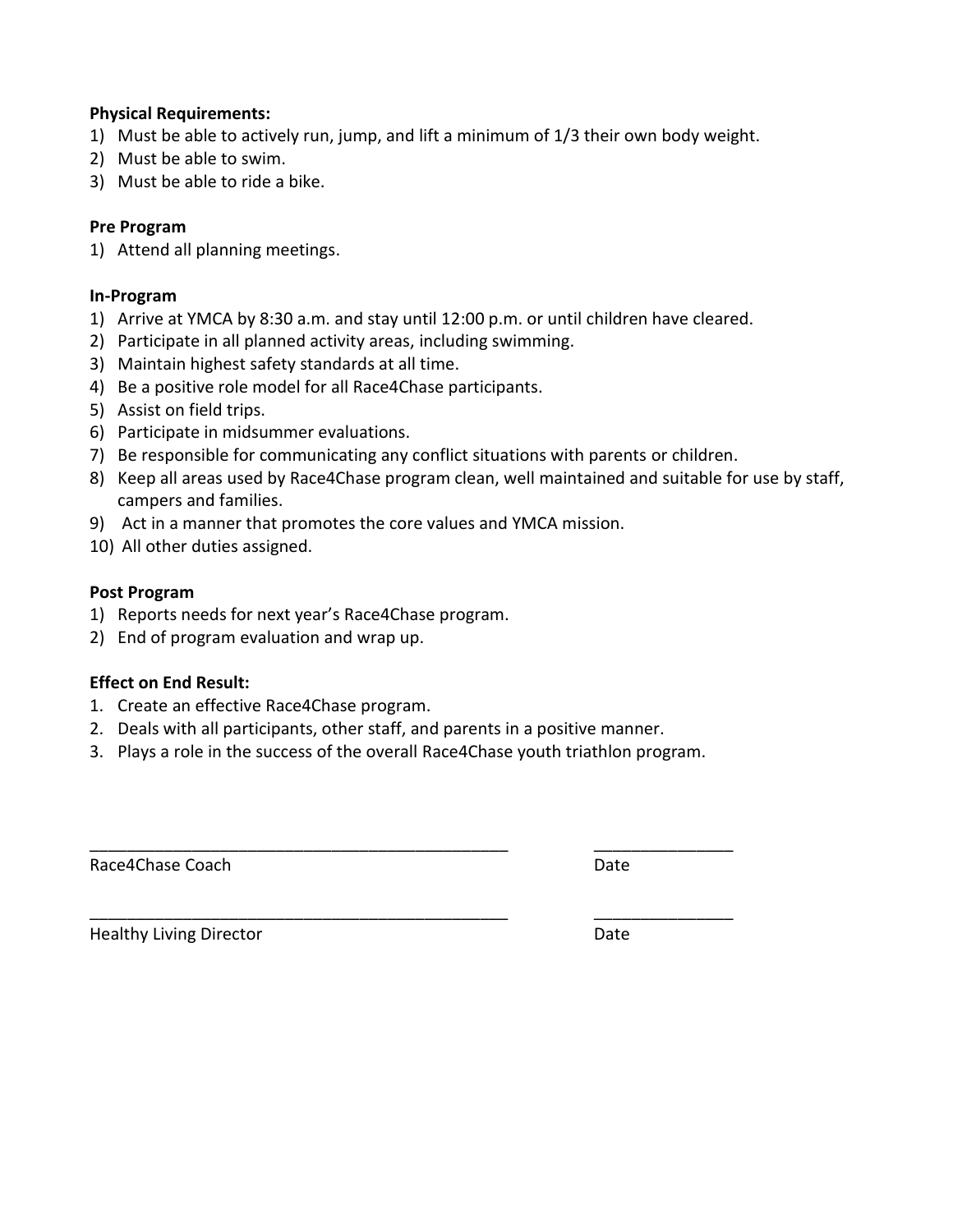**Physical Requirements:**

1) Must be able to actively run, jump, and lift a minimum of 1/3 their own body weight.
2) Must be able to swim.
3) Must be able to ride a bike.

**Pre Program**

1) Attend all planning meetings.

**In-Program**

1) Arrive at YMCA by 8:30 a.m. and stay until 12:00 p.m. or until children have cleared.
2) Participate in all planned activity areas, including swimming.
3) Maintain highest safety standards at all time.
4) Be a positive role model for all Race4Chase participants.
5) Assist on field trips.
6) Participate in midsummer evaluations.
7) Be responsible for communicating any conflict situations with parents or children.
8) Keep all areas used by Race4Chase program clean, well maintained and suitable for use by staff, campers and families.
9) Act in a manner that promotes the core values and YMCA mission.
10) All other duties assigned.

**Post Program**

1) Reports needs for next year's Race4Chase program.
2) End of program evaluation and wrap up.

**Effect on End Result:**

1. Create an effective Race4Chase program.
2. Deals with all participants, other staff, and parents in a positive manner.
3. Plays a role in the success of the overall Race4Chase youth triathlon program.

_______________________________________________ _______________

Race4Chase Coach Date

_______________________________________________ _______________

Healthy Living Director Date